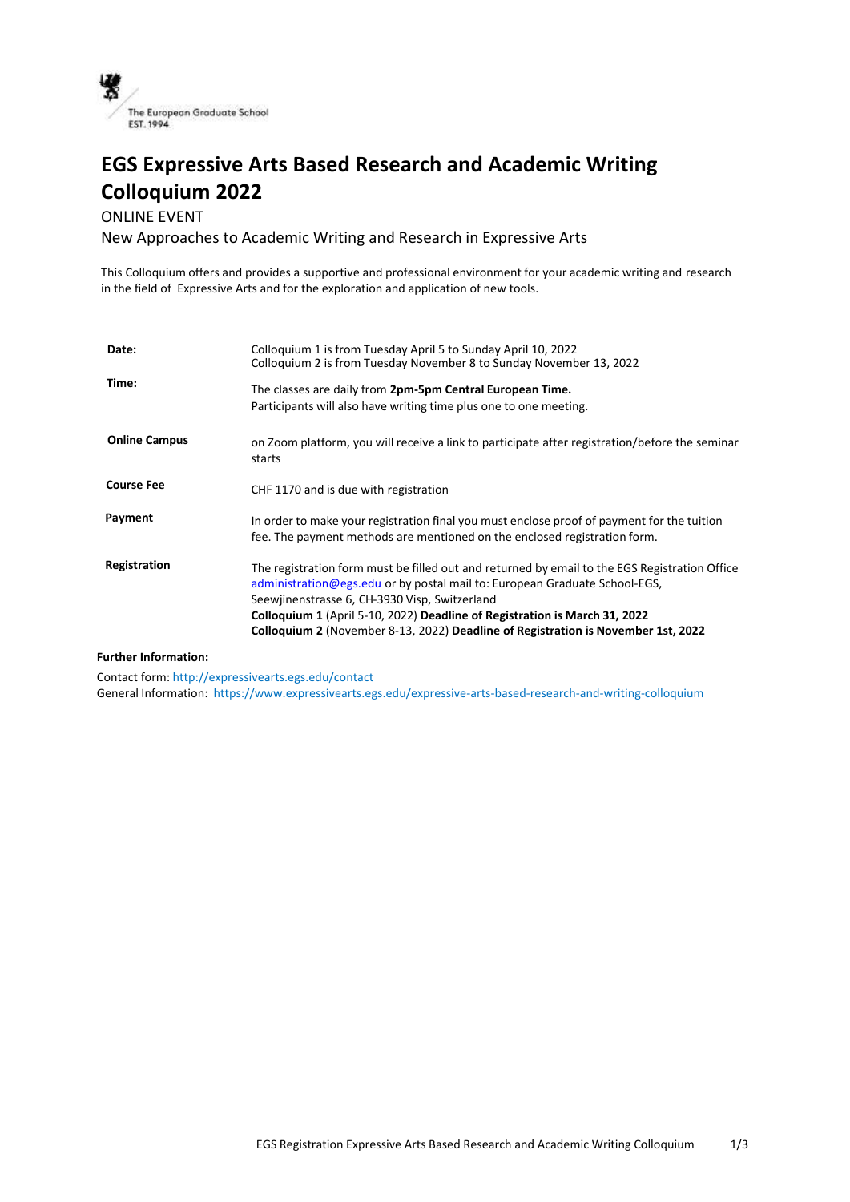The European Graduate School
EST. 1994

# EGS Expressive Arts Based Research and Academic Writing Colloquium 2022

ONLINE EVENT

New Approaches to Academic Writing and Research in Expressive Arts

This Colloquium offers and provides a supportive and professional environment for your academic writing and research in the field of Expressive Arts and for the exploration and application of new tools.

| | |
|---|---|
| **Date:** | Colloquium 1 is from Tuesday April 5 to Sunday April 10, 2022<br>Colloquium 2 is from Tuesday November 8 to Sunday November 13, 2022 |
| **Time:** | The classes are daily from **2pm-5pm Central European Time.**<br>Participants will also have writing time plus one to one meeting. |
| **Online Campus** | on Zoom platform, you will receive a link to participate after registration/before the seminar starts |
| **Course Fee** | CHF 1170 and is due with registration |
| **Payment** | In order to make your registration final you must enclose proof of payment for the tuition fee. The payment methods are mentioned on the enclosed registration form. |
| **Registration** | The registration form must be filled out and returned by email to the EGS Registration Office administration@egs.edu or by postal mail to: European Graduate School-EGS, Seewjinenstrasse 6, CH-3930 Visp, Switzerland<br>**Colloquium 1** (April 5-10, 2022) **Deadline of Registration is March 31, 2022**<br>**Colloquium 2** (November 8-13, 2022) **Deadline of Registration is November 1st, 2022** |

**Further Information:**

Contact form: http://expressivearts.egs.edu/contact

General Information: https://www.expressivearts.egs.edu/expressive-arts-based-research-and-writing-colloquium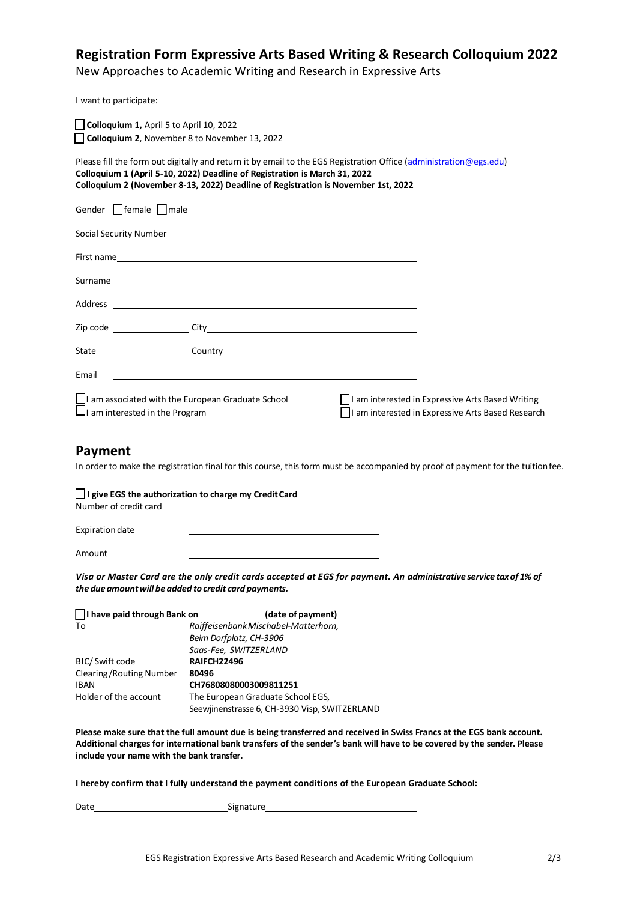## Registration Form Expressive Arts Based Writing & Research Colloquium 2022

New Approaches to Academic Writing and Research in Expressive Arts

I want to participate:

☐ **Colloquium 1,** April 5 to April 10, 2022
☐ **Colloquium 2**, November 8 to November 13, 2022

Please fill the form out digitally and return it by email to the EGS Registration Office (administration@egs.edu)
**Colloquium 1 (April 5-10, 2022) Deadline of Registration is March 31, 2022**
**Colloquium 2 (November 8-13, 2022) Deadline of Registration is November 1st, 2022**

Gender ☐ female ☐ male

Social Security Number ______________________________

First name ______________________________

Surname ______________________________

Address ______________________________

Zip code ____________ City ______________________________

State ____________ Country ______________________________

Email ______________________________

☐ I am associated with the European Graduate School
☐ I am interested in the Program
☐ I am interested in Expressive Arts Based Writing
☐ I am interested in Expressive Arts Based Research

## Payment

In order to make the registration final for this course, this form must be accompanied by proof of payment for the tuition fee.

☐ **I give EGS the authorization to charge my Credit Card**

Number of credit card ______________________________

Expiration date ______________________________

Amount ______________________________

***Visa or Master Card are the only credit cards accepted at EGS for payment. An administrative service tax of 1% of the due amount will be added to credit card payments.***

☐ **I have paid through Bank on** ____________ **(date of payment)**

| | |
|---|---|
| To | *Raiffeisenbank Mischabel-Matterhorn,* *Beim Dorfplatz, CH-3906* *Saas-Fee, SWITZERLAND* |
| BIC/ Swift code | **RAIFCH22496** |
| Clearing/Routing Number | **80496** |
| IBAN | **CH7680808003009811251** |
| Holder of the account | The European Graduate School EGS, Seewjinenstrasse 6, CH-3930 Visp, SWITZERLAND |

**Please make sure that the full amount due is being transferred and received in Swiss Francs at the EGS bank account. Additional charges for international bank transfers of the sender's bank will have to be covered by the sender. Please include your name with the bank transfer.**

**I hereby confirm that I fully understand the payment conditions of the European Graduate School:**

Date ______________________________ Signature ______________________________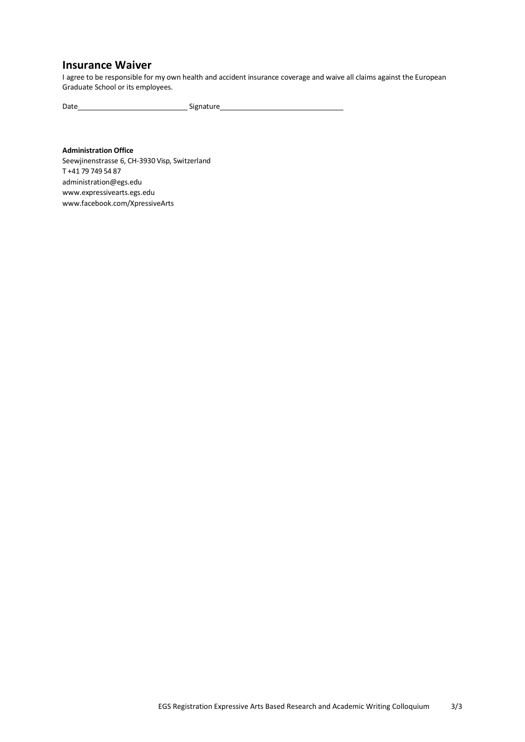## Insurance Waiver

I agree to be responsible for my own health and accident insurance coverage and waive all claims against the European Graduate School or its employees.

Date\_\_\_\_\_\_\_\_\_\_\_\_\_\_\_\_\_\_\_\_\_\_\_\_\_\_\_\_ Signature\_\_\_\_\_\_\_\_\_\_\_\_\_\_\_\_\_\_\_\_\_\_\_\_\_\_\_\_\_\_\_\_

**Administration Office**
Seewjinenstrasse 6, CH-3930 Visp, Switzerland
T +41 79 749 54 87
administration@egs.edu
www.expressivearts.egs.edu
www.facebook.com/XpressiveArts